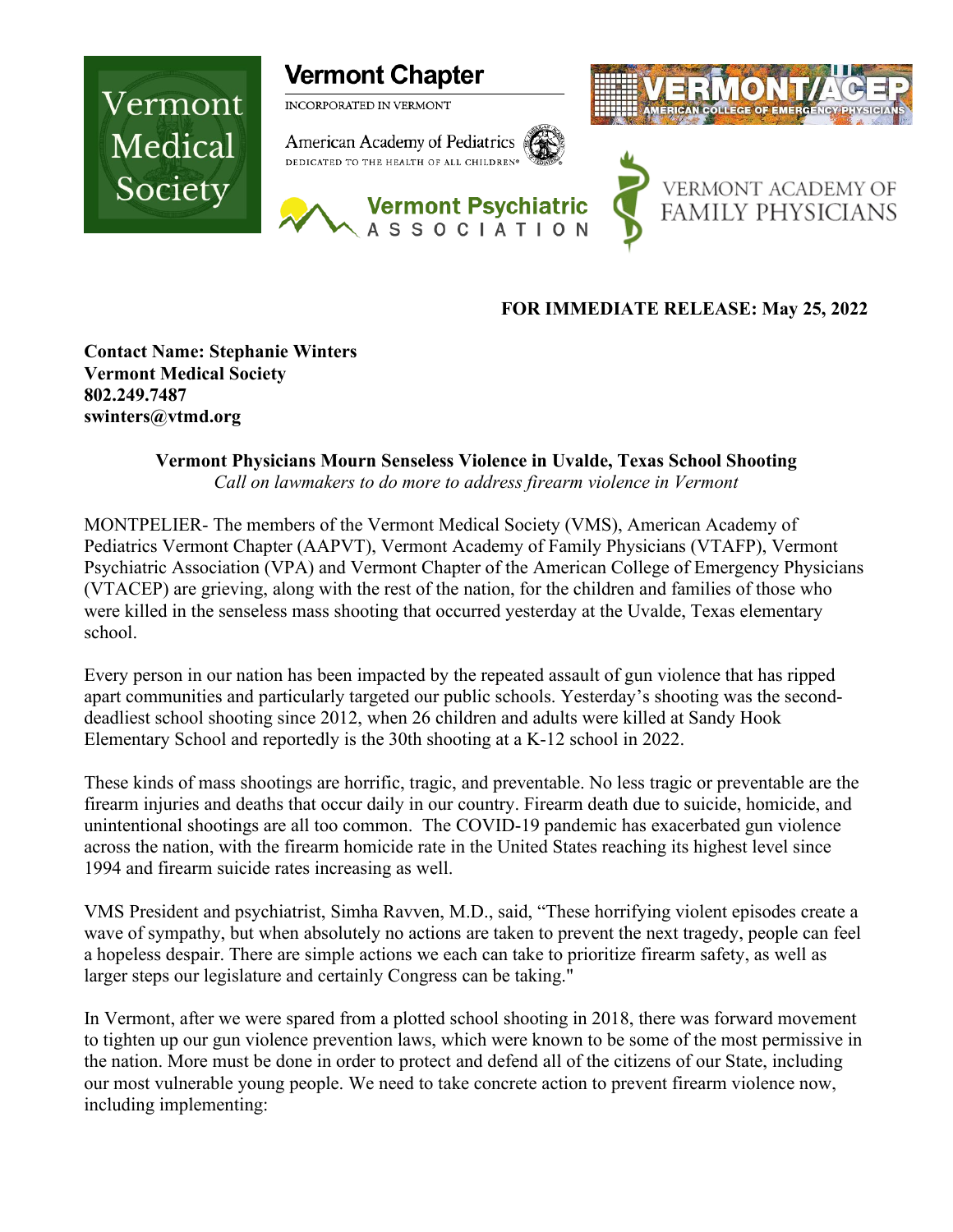Vermont Medical Society

Vermont Chapter
INCORPORATED IN VERMONT
American Academy of Pediatrics
DEDICATED TO THE HEALTH OF ALL CHILDREN®

VERMONT/ACEP
AMERICAN COLLEGE OF EMERGENCY PHYSICIANS

Vermont Psychiatric ASSOCIATION

VERMONT ACADEMY OF FAMILY PHYSICIANS

**FOR IMMEDIATE RELEASE: May 25, 2022**

**Contact Name: Stephanie Winters**
**Vermont Medical Society**
**802.249.7487**
**swinters@vtmd.org**

**Vermont Physicians Mourn Senseless Violence in Uvalde, Texas School Shooting**
*Call on lawmakers to do more to address firearm violence in Vermont*

MONTPELIER- The members of the Vermont Medical Society (VMS), American Academy of Pediatrics Vermont Chapter (AAPVT), Vermont Academy of Family Physicians (VTAFP), Vermont Psychiatric Association (VPA) and Vermont Chapter of the American College of Emergency Physicians (VTACEP) are grieving, along with the rest of the nation, for the children and families of those who were killed in the senseless mass shooting that occurred yesterday at the Uvalde, Texas elementary school.

Every person in our nation has been impacted by the repeated assault of gun violence that has ripped apart communities and particularly targeted our public schools. Yesterday's shooting was the second-deadliest school shooting since 2012, when 26 children and adults were killed at Sandy Hook Elementary School and reportedly is the 30th shooting at a K-12 school in 2022.

These kinds of mass shootings are horrific, tragic, and preventable. No less tragic or preventable are the firearm injuries and deaths that occur daily in our country. Firearm death due to suicide, homicide, and unintentional shootings are all too common. The COVID-19 pandemic has exacerbated gun violence across the nation, with the firearm homicide rate in the United States reaching its highest level since 1994 and firearm suicide rates increasing as well.

VMS President and psychiatrist, Simha Ravven, M.D., said, "These horrifying violent episodes create a wave of sympathy, but when absolutely no actions are taken to prevent the next tragedy, people can feel a hopeless despair. There are simple actions we each can take to prioritize firearm safety, as well as larger steps our legislature and certainly Congress can be taking."

In Vermont, after we were spared from a plotted school shooting in 2018, there was forward movement to tighten up our gun violence prevention laws, which were known to be some of the most permissive in the nation. More must be done in order to protect and defend all of the citizens of our State, including our most vulnerable young people. We need to take concrete action to prevent firearm violence now, including implementing: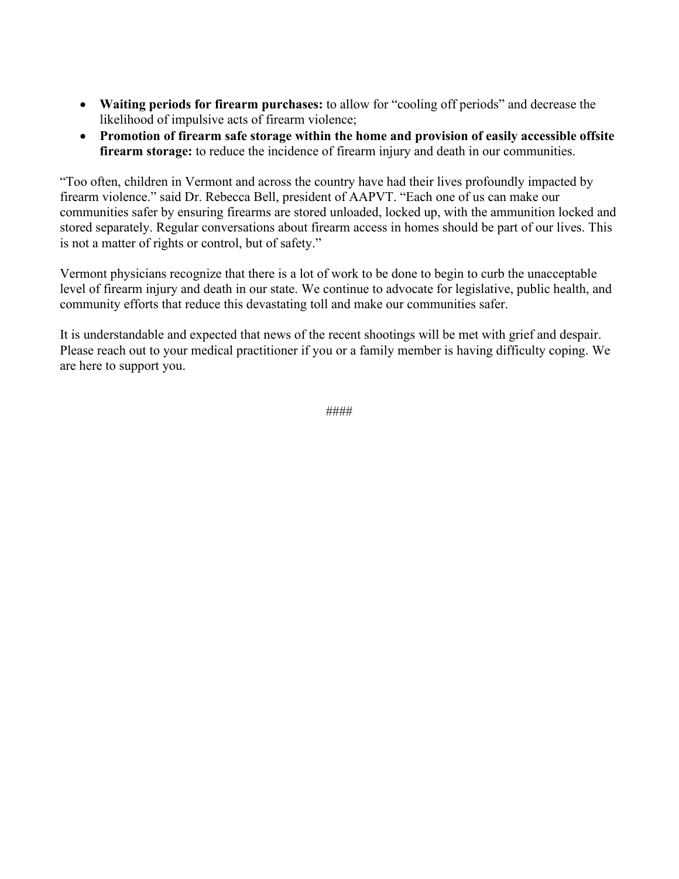- **Waiting periods for firearm purchases:** to allow for "cooling off periods" and decrease the likelihood of impulsive acts of firearm violence;
- **Promotion of firearm safe storage within the home and provision of easily accessible offsite firearm storage:** to reduce the incidence of firearm injury and death in our communities.

"Too often, children in Vermont and across the country have had their lives profoundly impacted by firearm violence." said Dr. Rebecca Bell, president of AAPVT. "Each one of us can make our communities safer by ensuring firearms are stored unloaded, locked up, with the ammunition locked and stored separately. Regular conversations about firearm access in homes should be part of our lives. This is not a matter of rights or control, but of safety."

Vermont physicians recognize that there is a lot of work to be done to begin to curb the unacceptable level of firearm injury and death in our state. We continue to advocate for legislative, public health, and community efforts that reduce this devastating toll and make our communities safer.

It is understandable and expected that news of the recent shootings will be met with grief and despair. Please reach out to your medical practitioner if you or a family member is having difficulty coping. We are here to support you.

####